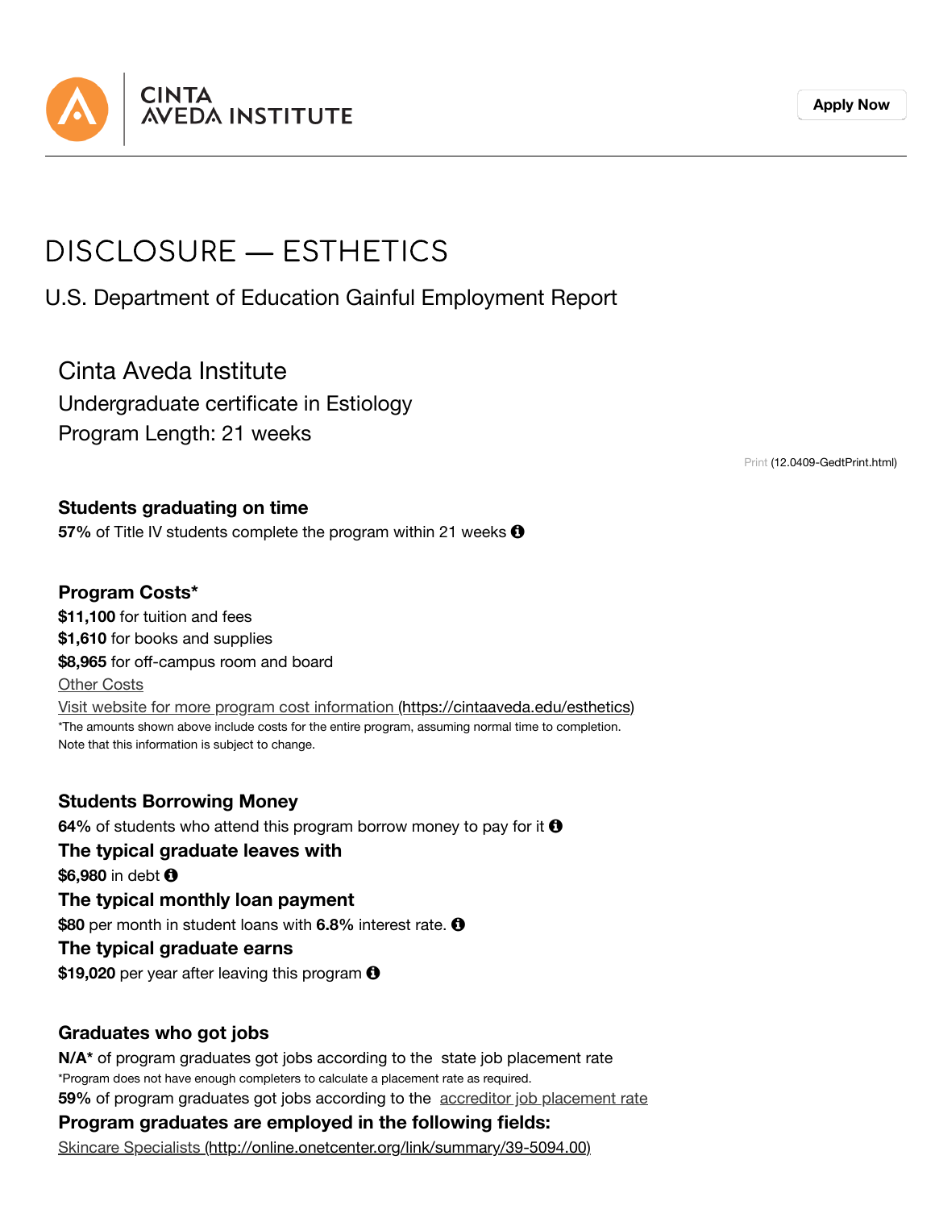CINTA
AVEDA INSTITUTE

Apply Now

# DISCLOSURE — ESTHETICS

U.S. Department of Education Gainful Employment Report

## Cinta Aveda Institute

Undergraduate certificate in Estiology

Program Length: 21 weeks

Print (12.0409-GedtPrint.html)

### Students graduating on time

**57%** of Title IV students complete the program within 21 weeks

### Program Costs*

**$11,100** for tuition and fees
**$1,610** for books and supplies
**$8,965** for off-campus room and board
Other Costs
Visit website for more program cost information (https://cintaaveda.edu/esthetics)
*The amounts shown above include costs for the entire program, assuming normal time to completion.
Note that this information is subject to change.

### Students Borrowing Money

**64%** of students who attend this program borrow money to pay for it

### The typical graduate leaves with

**$6,980** in debt

### The typical monthly loan payment

**$80** per month in student loans with **6.8%** interest rate.

### The typical graduate earns

**$19,020** per year after leaving this program

### Graduates who got jobs

**N/A*** of program graduates got jobs according to the state job placement rate
*Program does not have enough completers to calculate a placement rate as required.
**59%** of program graduates got jobs according to the accreditor job placement rate

### Program graduates are employed in the following fields:

Skincare Specialists (http://online.onetcenter.org/link/summary/39-5094.00)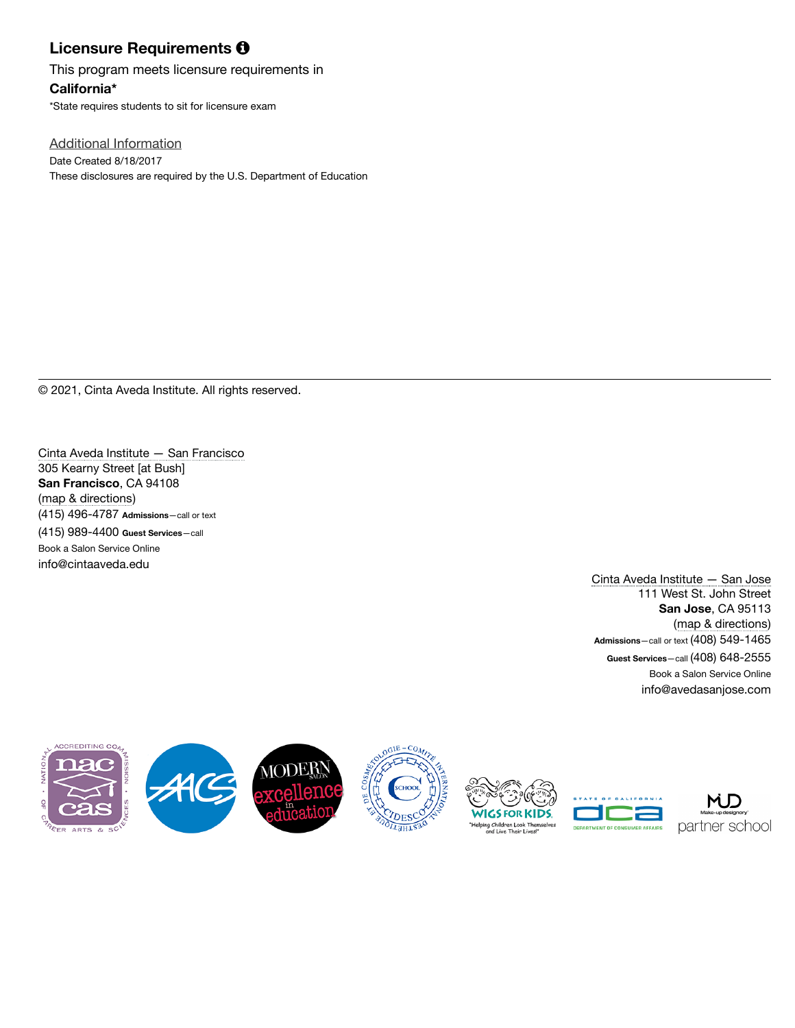## Licensure Requirements

This program meets licensure requirements in

**California***

*State requires students to sit for licensure exam

Additional Information

Date Created 8/18/2017

These disclosures are required by the U.S. Department of Education

© 2021, Cinta Aveda Institute. All rights reserved.

Cinta Aveda Institute — San Francisco
305 Kearny Street [at Bush]
**San Francisco**, CA 94108
(map & directions)
(415) 496-4787 **Admissions**—call or text
(415) 989-4400 **Guest Services**—call
Book a Salon Service Online
info@cintaaveda.edu

Cinta Aveda Institute — San Jose
111 West St. John Street
**San Jose**, CA 95113
(map & directions)
**Admissions**—call or text (408) 549-1465
**Guest Services**—call (408) 648-2555
Book a Salon Service Online
info@avedasanjose.com